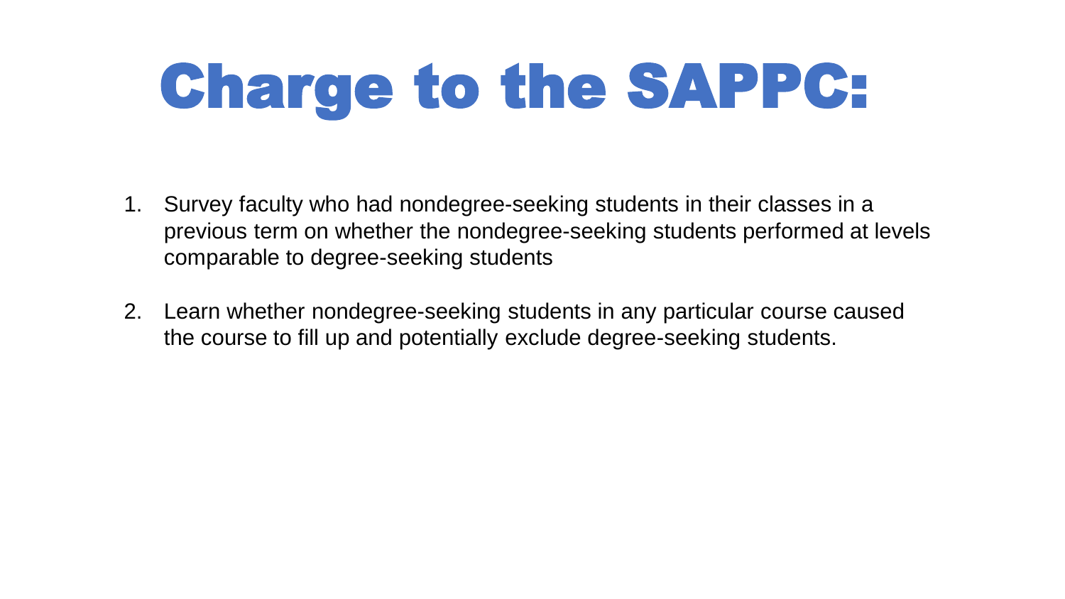# Charge to the SAPPC:

1. Survey faculty who had nondegree-seeking students in their classes in a previous term on whether the nondegree-seeking students performed at levels comparable to degree-seeking students

2. Learn whether nondegree-seeking students in any particular course caused the course to fill up and potentially exclude degree-seeking students.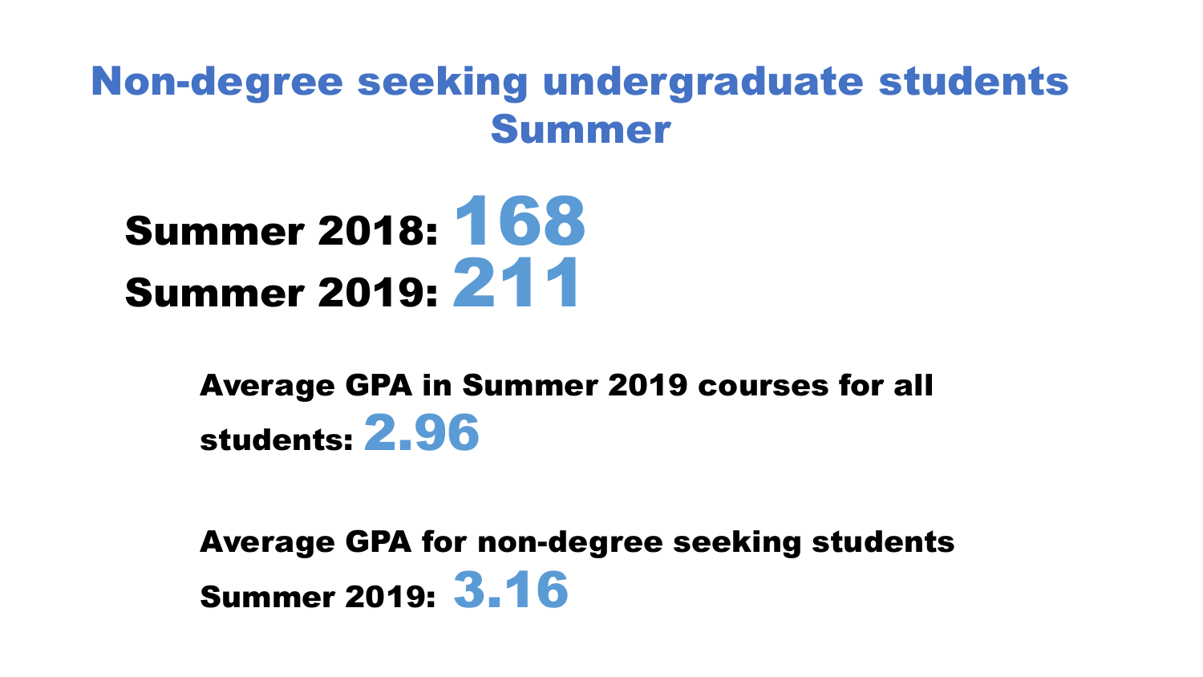# Non-degree seeking undergraduate students Summer

**Summer 2018: 168**

**Summer 2019: 211**

**Average GPA in Summer 2019 courses for all students: 2.96**

**Average GPA for non-degree seeking students Summer 2019: 3.16**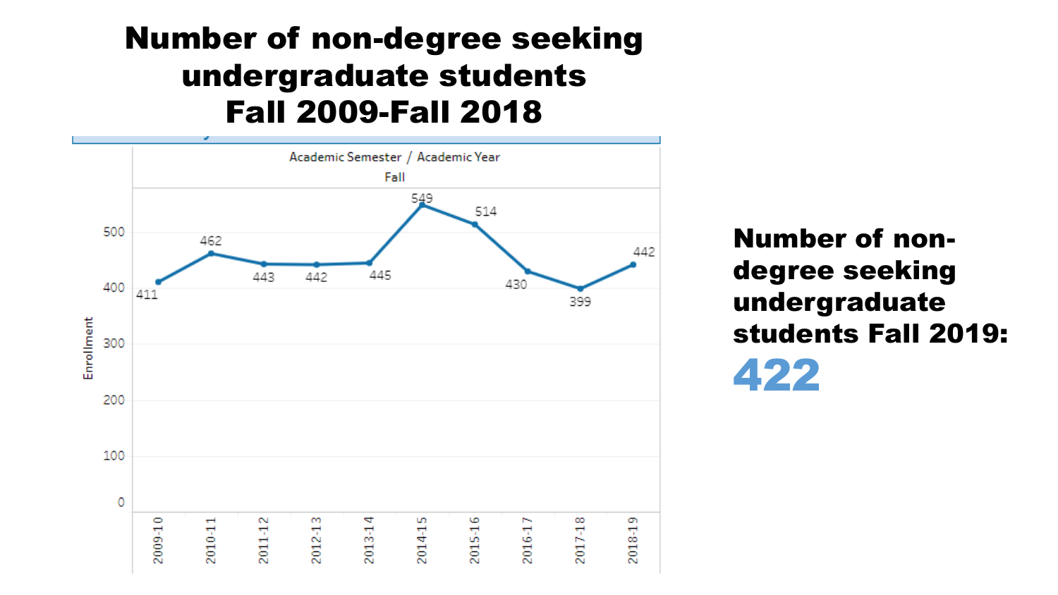# Number of non-degree seeking undergraduate students Fall 2009-Fall 2018

Academic Semester / Academic Year

Fall

| Academic Year | Enrollment |
|---|---|
| 2009-10 | 411 |
| 2010-11 | 462 |
| 2011-12 | 443 |
| 2012-13 | 442 |
| 2013-14 | 445 |
| 2014-15 | 549 |
| 2015-16 | 514 |
| 2016-17 | 430 |
| 2017-18 | 399 |
| 2018-19 | 442 |

**Number of non-degree seeking undergraduate students Fall 2019:**

**422**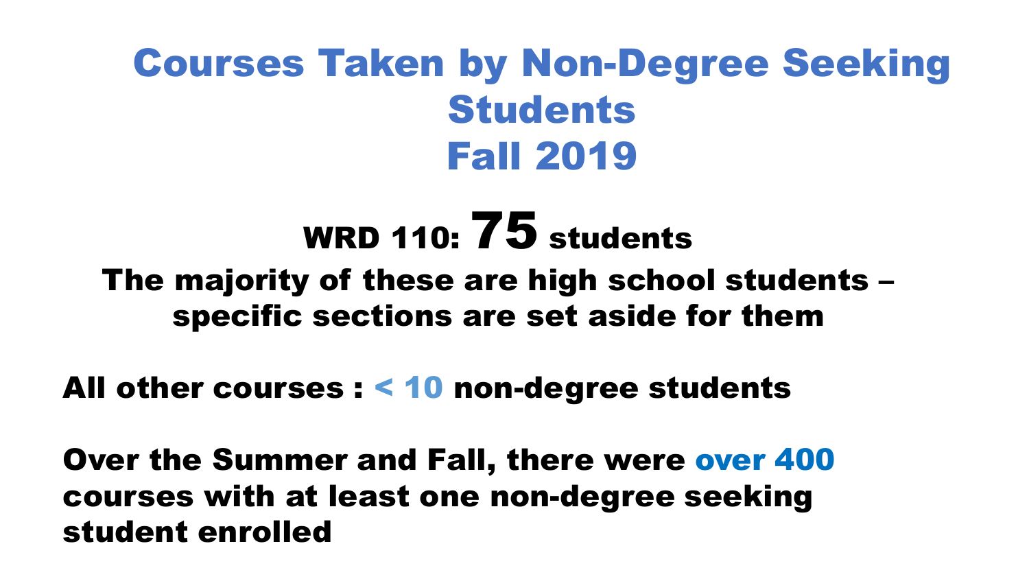# Courses Taken by Non-Degree Seeking Students Fall 2019

**WRD 110: 75 students**

**The majority of these are high school students – specific sections are set aside for them**

**All other courses : < 10 non-degree students**

**Over the Summer and Fall, there were over 400 courses with at least one non-degree seeking student enrolled**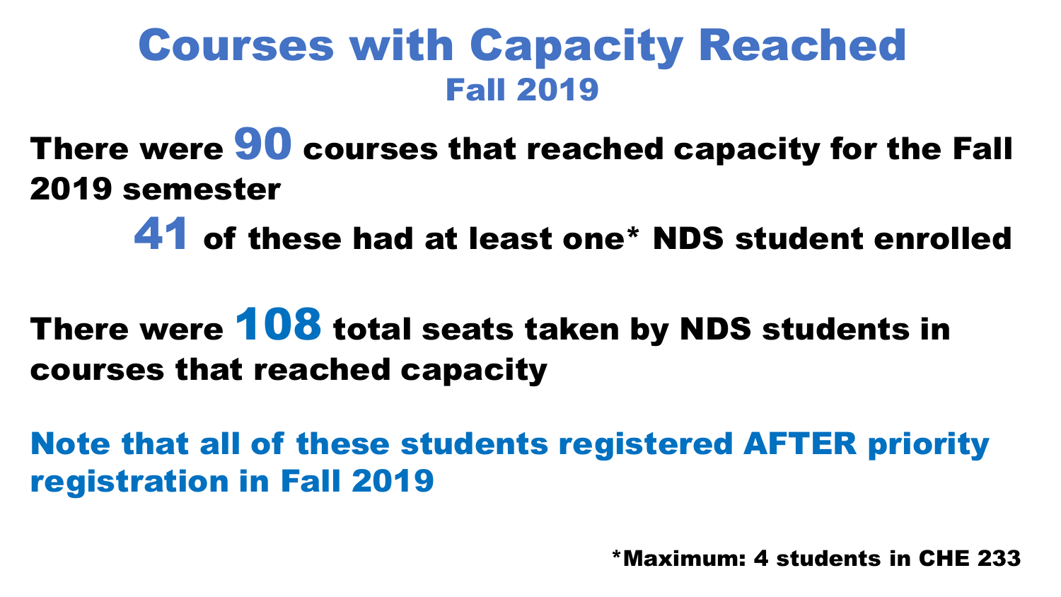# Courses with Capacity Reached

## Fall 2019

**There were 90 courses that reached capacity for the Fall 2019 semester**

**41 of these had at least one* NDS student enrolled**

**There were 108 total seats taken by NDS students in courses that reached capacity**

**Note that all of these students registered AFTER priority registration in Fall 2019**

***Maximum: 4 students in CHE 233**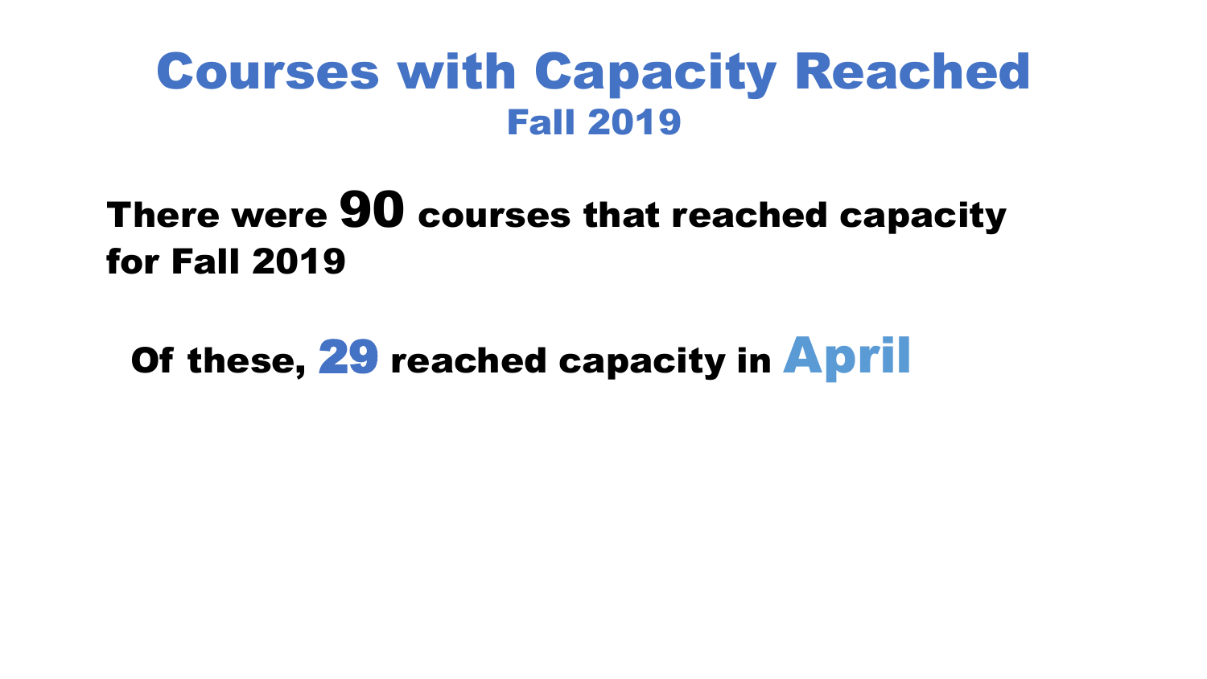# Courses with Capacity Reached

## Fall 2019

There were **90** courses that reached capacity for Fall 2019

Of these, **29** reached capacity in **April**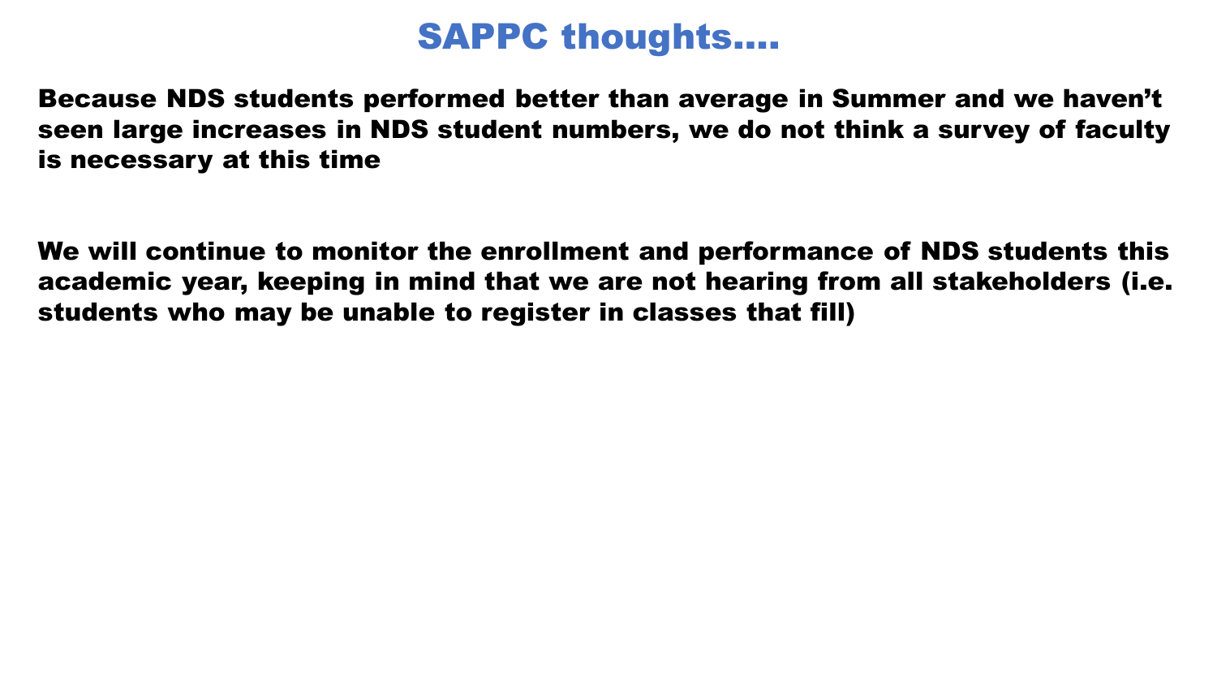# SAPPC thoughts….

**Because NDS students performed better than average in Summer and we haven't seen large increases in NDS student numbers, we do not think a survey of faculty is necessary at this time**

**We will continue to monitor the enrollment and performance of NDS students this academic year, keeping in mind that we are not hearing from all stakeholders (i.e. students who may be unable to register in classes that fill)**